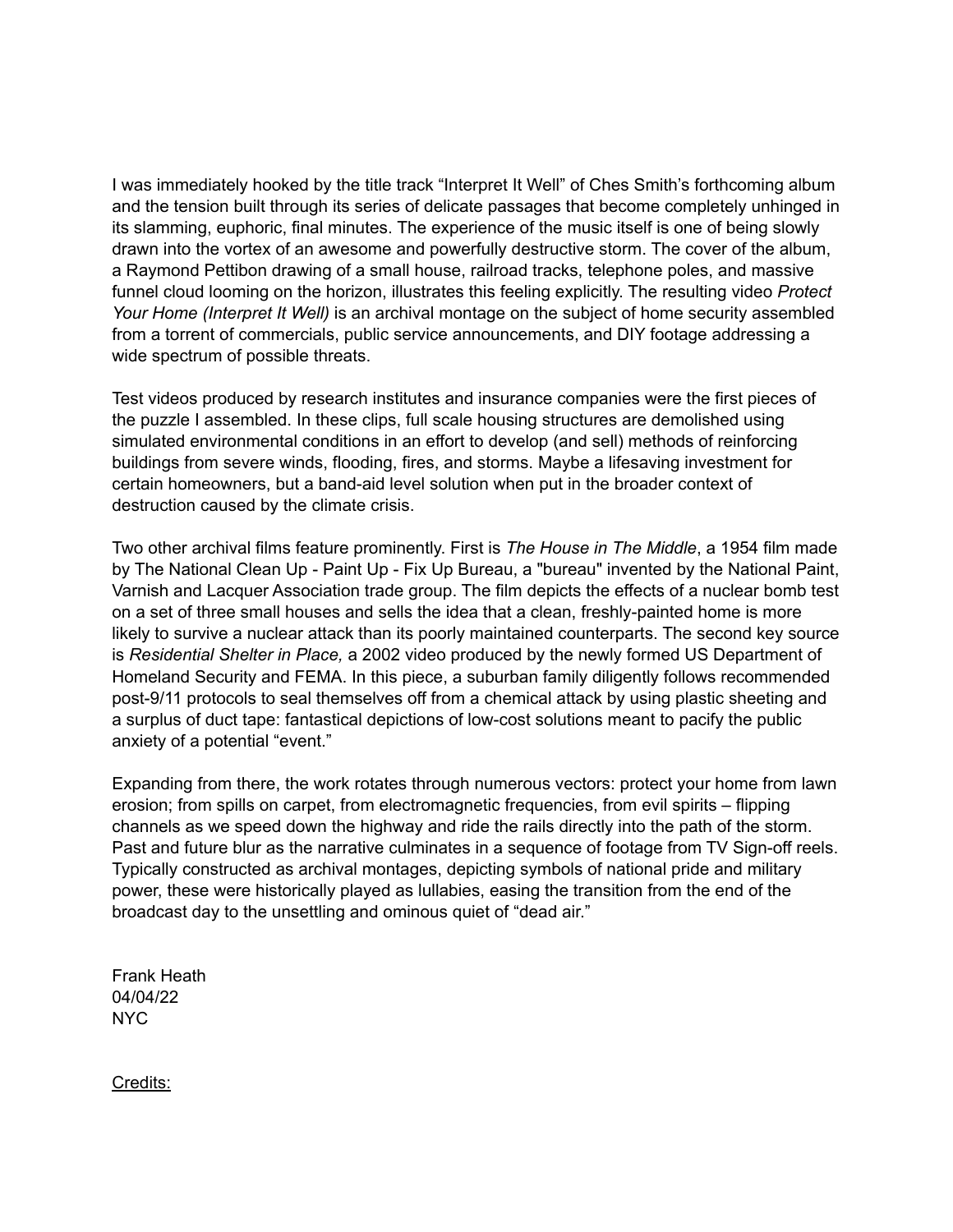I was immediately hooked by the title track "Interpret It Well" of Ches Smith's forthcoming album and the tension built through its series of delicate passages that become completely unhinged in its slamming, euphoric, final minutes. The experience of the music itself is one of being slowly drawn into the vortex of an awesome and powerfully destructive storm. The cover of the album, a Raymond Pettibon drawing of a small house, railroad tracks, telephone poles, and massive funnel cloud looming on the horizon, illustrates this feeling explicitly. The resulting video *Protect Your Home (Interpret It Well)* is an archival montage on the subject of home security assembled from a torrent of commercials, public service announcements, and DIY footage addressing a wide spectrum of possible threats.

Test videos produced by research institutes and insurance companies were the first pieces of the puzzle I assembled. In these clips, full scale housing structures are demolished using simulated environmental conditions in an effort to develop (and sell) methods of reinforcing buildings from severe winds, flooding, fires, and storms. Maybe a lifesaving investment for certain homeowners, but a band-aid level solution when put in the broader context of destruction caused by the climate crisis.

Two other archival films feature prominently. First is *The House in The Middle*, a 1954 film made by The National Clean Up - Paint Up - Fix Up Bureau, a "bureau" invented by the National Paint, Varnish and Lacquer Association trade group. The film depicts the effects of a nuclear bomb test on a set of three small houses and sells the idea that a clean, freshly-painted home is more likely to survive a nuclear attack than its poorly maintained counterparts. The second key source is *Residential Shelter in Place,* a 2002 video produced by the newly formed US Department of Homeland Security and FEMA. In this piece, a suburban family diligently follows recommended post-9/11 protocols to seal themselves off from a chemical attack by using plastic sheeting and a surplus of duct tape: fantastical depictions of low-cost solutions meant to pacify the public anxiety of a potential "event."

Expanding from there, the work rotates through numerous vectors: protect your home from lawn erosion; from spills on carpet, from electromagnetic frequencies, from evil spirits – flipping channels as we speed down the highway and ride the rails directly into the path of the storm. Past and future blur as the narrative culminates in a sequence of footage from TV Sign-off reels. Typically constructed as archival montages, depicting symbols of national pride and military power, these were historically played as lullabies, easing the transition from the end of the broadcast day to the unsettling and ominous quiet of "dead air."

Frank Heath
04/04/22
NYC

<u>Credits:</u>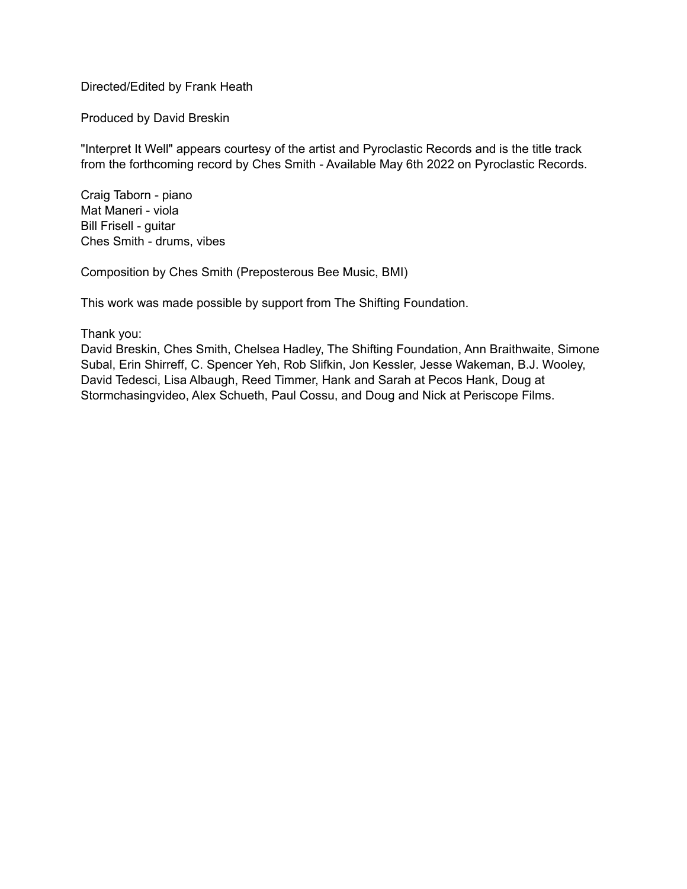Directed/Edited by Frank Heath

Produced by David Breskin

"Interpret It Well" appears courtesy of the artist and Pyroclastic Records and is the title track from the forthcoming record by Ches Smith - Available May 6th 2022 on Pyroclastic Records.

Craig Taborn - piano
Mat Maneri - viola
Bill Frisell - guitar
Ches Smith - drums, vibes

Composition by Ches Smith (Preposterous Bee Music, BMI)

This work was made possible by support from The Shifting Foundation.

Thank you:
David Breskin, Ches Smith, Chelsea Hadley, The Shifting Foundation, Ann Braithwaite, Simone Subal, Erin Shirreff, C. Spencer Yeh, Rob Slifkin, Jon Kessler, Jesse Wakeman, B.J. Wooley, David Tedesci, Lisa Albaugh, Reed Timmer, Hank and Sarah at Pecos Hank, Doug at Stormchasingvideo, Alex Schueth, Paul Cossu, and Doug and Nick at Periscope Films.